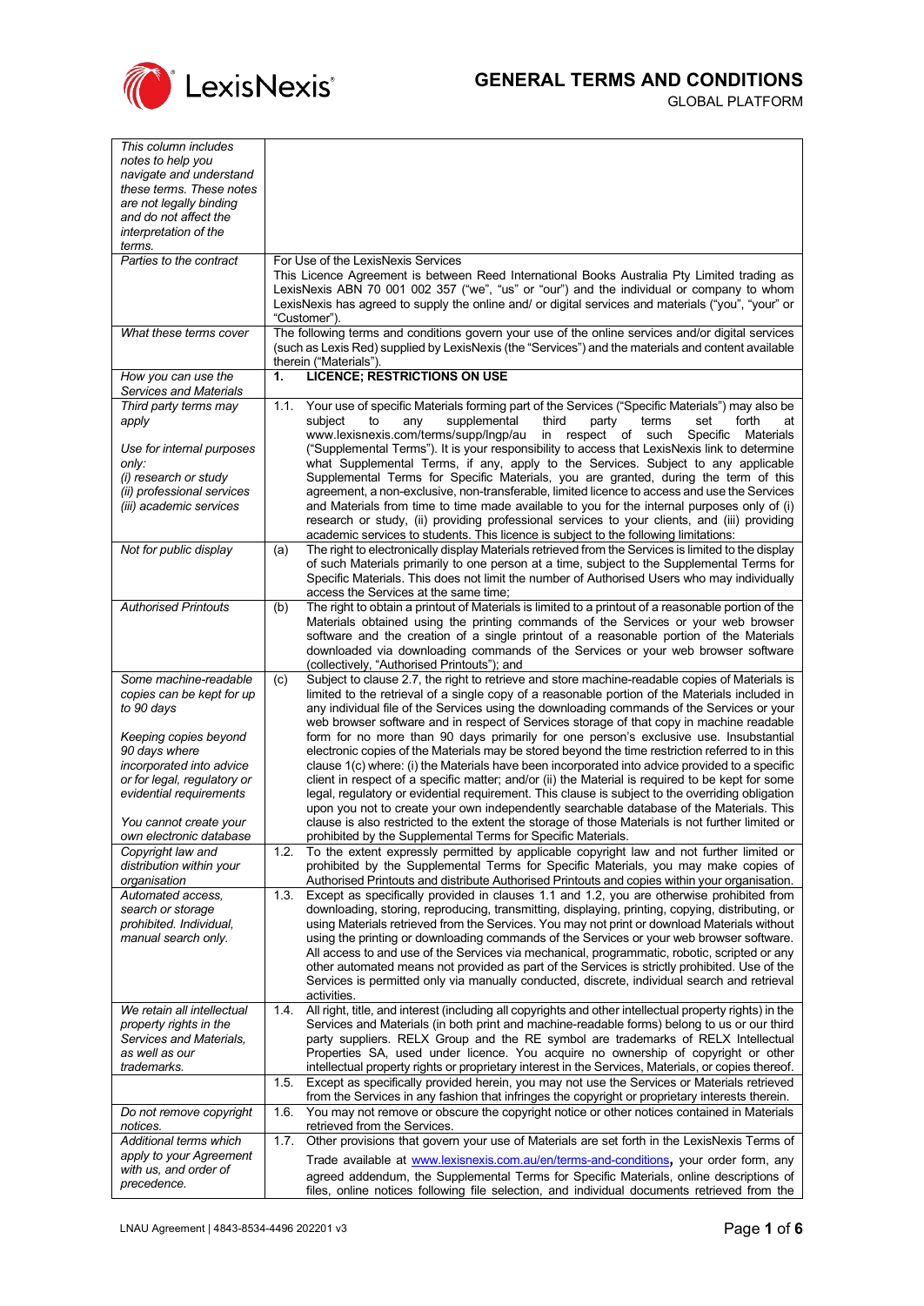# GENERAL TERMS AND CONDITIONS

GLOBAL PLATFORM

| *This column includes notes to help you navigate and understand these terms. These notes are not legally binding and do not affect the interpretation of the terms.* | |
|---|---|
| *Parties to the contract* | For Use of the LexisNexis Services<br>This Licence Agreement is between Reed International Books Australia Pty Limited trading as LexisNexis ABN 70 001 002 357 ("we", "us" or "our") and the individual or company to whom LexisNexis has agreed to supply the online and/ or digital services and materials ("you", "your" or "Customer"). |
| *What these terms cover* | The following terms and conditions govern your use of the online services and/or digital services (such as Lexis Red) supplied by LexisNexis (the "Services") and the materials and content available therein ("Materials"). |
| *How you can use the Services and Materials* | **1. LICENCE; RESTRICTIONS ON USE** |
| *Third party terms may apply*<br><br>*Use for internal purposes only:*<br>*(i) research or study*<br>*(ii) professional services*<br>*(iii) academic services* | 1.1. Your use of specific Materials forming part of the Services ("Specific Materials") may also be subject to any supplemental third party terms set forth at www.lexisnexis.com/terms/supp/lngp/au in respect of such Specific Materials ("Supplemental Terms"). It is your responsibility to access that LexisNexis link to determine what Supplemental Terms, if any, apply to the Services. Subject to any applicable Supplemental Terms for Specific Materials, you are granted, during the term of this agreement, a non-exclusive, non-transferable, limited licence to access and use the Services and Materials from time to time made available to you for the internal purposes only of (i) research or study, (ii) providing professional services to your clients, and (iii) providing academic services to students. This licence is subject to the following limitations: |
| *Not for public display* | (a) The right to electronically display Materials retrieved from the Services is limited to the display of such Materials primarily to one person at a time, subject to the Supplemental Terms for Specific Materials. This does not limit the number of Authorised Users who may individually access the Services at the same time; |
| *Authorised Printouts* | (b) The right to obtain a printout of Materials is limited to a printout of a reasonable portion of the Materials obtained using the printing commands of the Services or your web browser software and the creation of a single printout of a reasonable portion of the Materials downloaded via downloading commands of the Services or your web browser software (collectively, "Authorised Printouts"); and |
| *Some machine-readable copies can be kept for up to 90 days*<br><br>*Keeping copies beyond 90 days where incorporated into advice or for legal, regulatory or evidential requirements*<br><br>*You cannot create your own electronic database* | (c) Subject to clause 2.7, the right to retrieve and store machine-readable copies of Materials is limited to the retrieval of a single copy of a reasonable portion of the Materials included in any individual file of the Services using the downloading commands of the Services or your web browser software and in respect of Services storage of that copy in machine readable form for no more than 90 days primarily for one person's exclusive use. Insubstantial electronic copies of the Materials may be stored beyond the time restriction referred to in this clause 1(c) where: (i) the Materials have been incorporated into advice provided to a specific client in respect of a specific matter; and/or (ii) the Material is required to be kept for some legal, regulatory or evidential requirement. This clause is subject to the overriding obligation upon you not to create your own independently searchable database of the Materials. This clause is also restricted to the extent the storage of those Materials is not further limited or prohibited by the Supplemental Terms for Specific Materials. |
| *Copyright law and distribution within your organisation* | 1.2. To the extent expressly permitted by applicable copyright law and not further limited or prohibited by the Supplemental Terms for Specific Materials, you may make copies of Authorised Printouts and distribute Authorised Printouts and copies within your organisation. |
| *Automated access, search or storage prohibited. Individual, manual search only.* | 1.3. Except as specifically provided in clauses 1.1 and 1.2, you are otherwise prohibited from downloading, storing, reproducing, transmitting, displaying, printing, copying, distributing, or using Materials retrieved from the Services. You may not print or download Materials without using the printing or downloading commands of the Services or your web browser software. All access to and use of the Services via mechanical, programmatic, robotic, scripted or any other automated means not provided as part of the Services is strictly prohibited. Use of the Services is permitted only via manually conducted, discrete, individual search and retrieval activities. |
| *We retain all intellectual property rights in the Services and Materials, as well as our trademarks.* | 1.4. All right, title, and interest (including all copyrights and other intellectual property rights) in the Services and Materials (in both print and machine-readable forms) belong to us or our third party suppliers. RELX Group and the RE symbol are trademarks of RELX Intellectual Properties SA, used under licence. You acquire no ownership of copyright or other intellectual property rights or proprietary interest in the Services, Materials, or copies thereof. |
| | 1.5. Except as specifically provided herein, you may not use the Services or Materials retrieved from the Services in any fashion that infringes the copyright or proprietary interests therein. |
| *Do not remove copyright notices.* | 1.6. You may not remove or obscure the copyright notice or other notices contained in Materials retrieved from the Services. |
| *Additional terms which apply to your Agreement with us, and order of precedence.* | 1.7. Other provisions that govern your use of Materials are set forth in the LexisNexis Terms of Trade available at www.lexisnexis.com.au/en/terms-and-conditions, your order form, any agreed addendum, the Supplemental Terms for Specific Materials, online descriptions of files, online notices following file selection, and individual documents retrieved from the |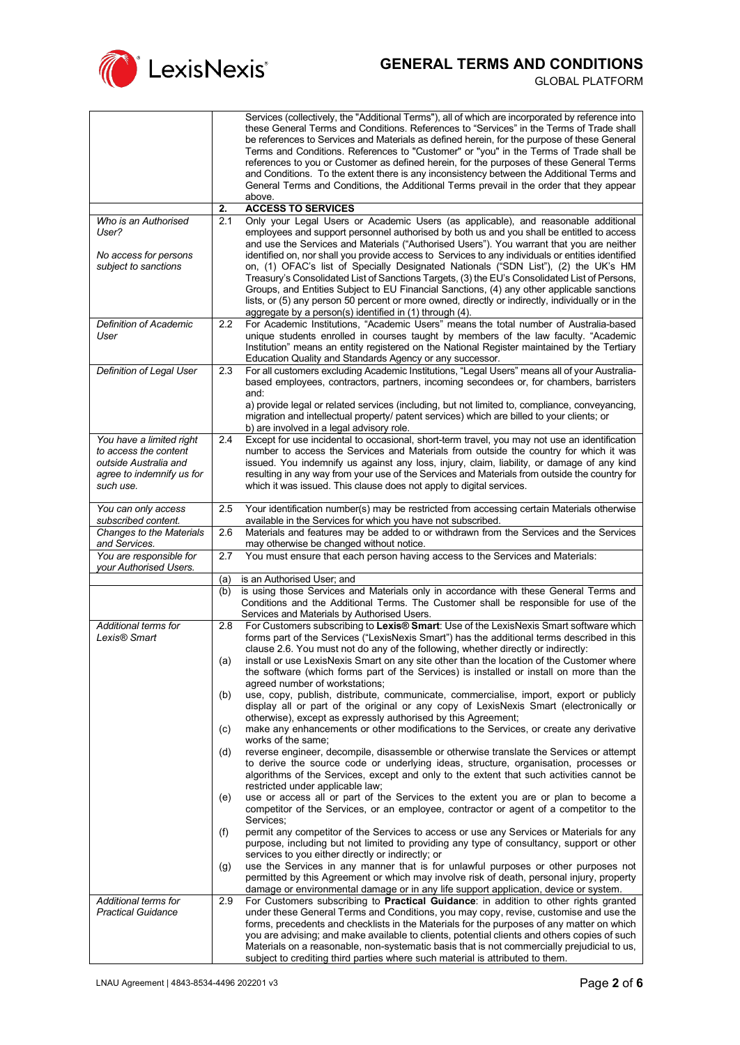| | | |
|---|---|---|
| | | Services (collectively, the "Additional Terms"), all of which are incorporated by reference into these General Terms and Conditions. References to "Services" in the Terms of Trade shall be references to Services and Materials as defined herein, for the purpose of these General Terms and Conditions. References to "Customer" or "you" in the Terms of Trade shall be references to you or Customer as defined herein, for the purposes of these General Terms and Conditions. To the extent there is any inconsistency between the Additional Terms and General Terms and Conditions, the Additional Terms prevail in the order that they appear above. |
| | **2.** | **ACCESS TO SERVICES** |
| *Who is an Authorised User?*<br><br>*No access for persons subject to sanctions* | 2.1 | Only your Legal Users or Academic Users (as applicable), and reasonable additional employees and support personnel authorised by both us and you shall be entitled to access and use the Services and Materials ("Authorised Users"). You warrant that you are neither identified on, nor shall you provide access to Services to any individuals or entities identified on, (1) OFAC's list of Specially Designated Nationals ("SDN List"), (2) the UK's HM Treasury's Consolidated List of Sanctions Targets, (3) the EU's Consolidated List of Persons, Groups, and Entities Subject to EU Financial Sanctions, (4) any other applicable sanctions lists, or (5) any person 50 percent or more owned, directly or indirectly, individually or in the aggregate by a person(s) identified in (1) through (4). |
| *Definition of Academic User* | 2.2 | For Academic Institutions, "Academic Users" means the total number of Australia-based unique students enrolled in courses taught by members of the law faculty. "Academic Institution" means an entity registered on the National Register maintained by the Tertiary Education Quality and Standards Agency or any successor. |
| *Definition of Legal User* | 2.3 | For all customers excluding Academic Institutions, "Legal Users" means all of your Australia-based employees, contractors, partners, incoming secondees or, for chambers, barristers and:<br>a) provide legal or related services (including, but not limited to, compliance, conveyancing, migration and intellectual property/ patent services) which are billed to your clients; or<br>b) are involved in a legal advisory role. |
| *You have a limited right to access the content outside Australia and agree to indemnify us for such use.* | 2.4 | Except for use incidental to occasional, short-term travel, you may not use an identification number to access the Services and Materials from outside the country for which it was issued. You indemnify us against any loss, injury, claim, liability, or damage of any kind resulting in any way from your use of the Services and Materials from outside the country for which it was issued. This clause does not apply to digital services. |
| *You can only access subscribed content.* | 2.5 | Your identification number(s) may be restricted from accessing certain Materials otherwise available in the Services for which you have not subscribed. |
| *Changes to the Materials and Services.* | 2.6 | Materials and features may be added to or withdrawn from the Services and the Services may otherwise be changed without notice. |
| *You are responsible for your Authorised Users.* | 2.7 | You must ensure that each person having access to the Services and Materials: |
| | (a) | is an Authorised User; and |
| | (b) | is using those Services and Materials only in accordance with these General Terms and Conditions and the Additional Terms. The Customer shall be responsible for use of the Services and Materials by Authorised Users. |
| *Additional terms for Lexis® Smart* | 2.8 | For Customers subscribing to **Lexis® Smart**: Use of the LexisNexis Smart software which forms part of the Services ("LexisNexis Smart") has the additional terms described in this clause 2.6. You must not do any of the following, whether directly or indirectly: |
| | (a) | install or use LexisNexis Smart on any site other than the location of the Customer where the software (which forms part of the Services) is installed or install on more than the agreed number of workstations; |
| | (b) | use, copy, publish, distribute, communicate, commercialise, import, export or publicly display all or part of the original or any copy of LexisNexis Smart (electronically or otherwise), except as expressly authorised by this Agreement; |
| | (c) | make any enhancements or other modifications to the Services, or create any derivative works of the same; |
| | (d) | reverse engineer, decompile, disassemble or otherwise translate the Services or attempt to derive the source code or underlying ideas, structure, organisation, processes or algorithms of the Services, except and only to the extent that such activities cannot be restricted under applicable law; |
| | (e) | use or access all or part of the Services to the extent you are or plan to become a competitor of the Services, or an employee, contractor or agent of a competitor to the Services; |
| | (f) | permit any competitor of the Services to access or use any Services or Materials for any purpose, including but not limited to providing any type of consultancy, support or other services to you either directly or indirectly; or |
| | (g) | use the Services in any manner that is for unlawful purposes or other purposes not permitted by this Agreement or which may involve risk of death, personal injury, property damage or environmental damage or in any life support application, device or system. |
| *Additional terms for Practical Guidance* | 2.9 | For Customers subscribing to **Practical Guidance**: in addition to other rights granted under these General Terms and Conditions, you may copy, revise, customise and use the forms, precedents and checklists in the Materials for the purposes of any matter on which you are advising; and make available to clients, potential clients and others copies of such Materials on a reasonable, non-systematic basis that is not commercially prejudicial to us, subject to crediting third parties where such material is attributed to them. |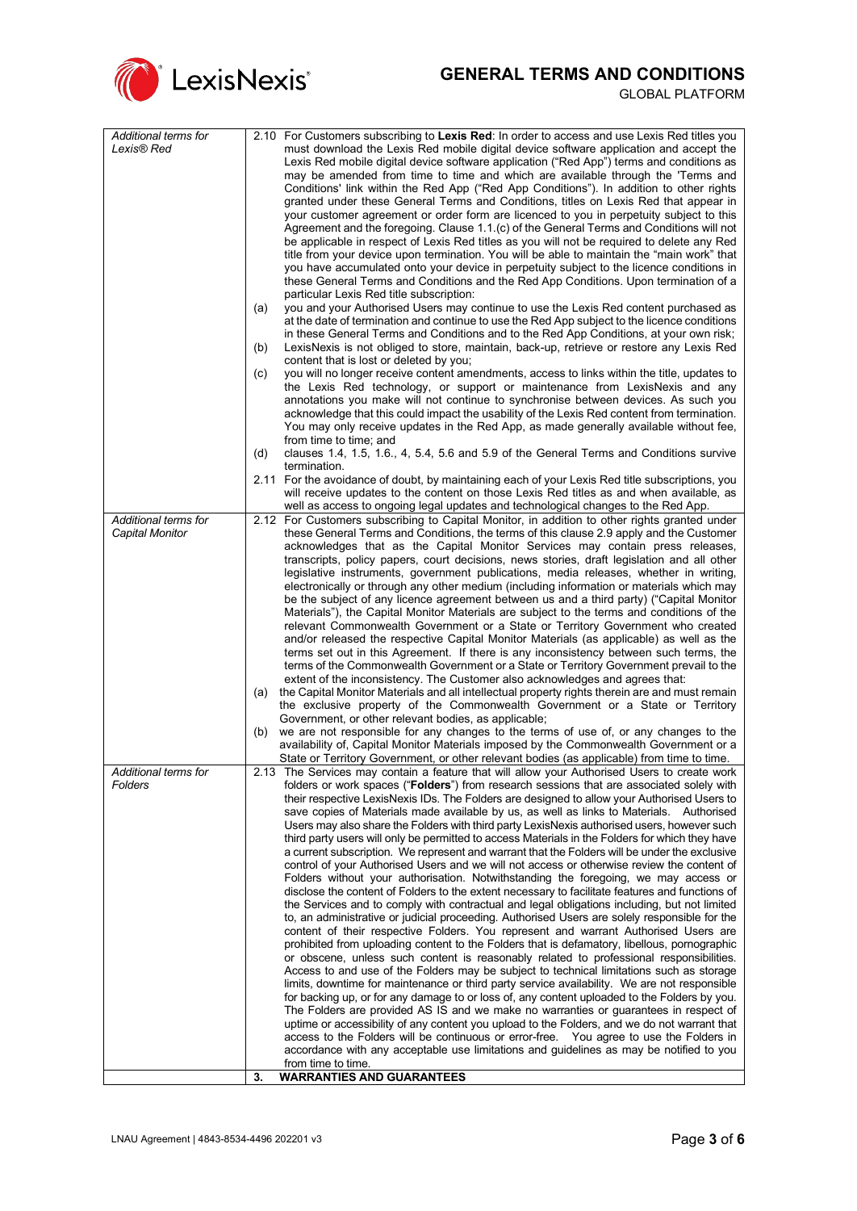| | |
|---|---|
| *Additional terms for Lexis® Red* | 2.10 For Customers subscribing to **Lexis Red**: In order to access and use Lexis Red titles you must download the Lexis Red mobile digital device software application and accept the Lexis Red mobile digital device software application ("Red App") terms and conditions as may be amended from time to time and which are available through the 'Terms and Conditions' link within the Red App ("Red App Conditions"). In addition to other rights granted under these General Terms and Conditions, titles on Lexis Red that appear in your customer agreement or order form are licenced to you in perpetuity subject to this Agreement and the foregoing. Clause 1.1.(c) of the General Terms and Conditions will not be applicable in respect of Lexis Red titles as you will not be required to delete any Red title from your device upon termination. You will be able to maintain the "main work" that you have accumulated onto your device in perpetuity subject to the licence conditions in these General Terms and Conditions and the Red App Conditions. Upon termination of a particular Lexis Red title subscription:<br>(a) you and your Authorised Users may continue to use the Lexis Red content purchased as at the date of termination and continue to use the Red App subject to the licence conditions in these General Terms and Conditions and to the Red App Conditions, at your own risk;<br>(b) LexisNexis is not obliged to store, maintain, back-up, retrieve or restore any Lexis Red content that is lost or deleted by you;<br>(c) you will no longer receive content amendments, access to links within the title, updates to the Lexis Red technology, or support or maintenance from LexisNexis and any annotations you make will not continue to synchronise between devices. As such you acknowledge that this could impact the usability of the Lexis Red content from termination. You may only receive updates in the Red App, as made generally available without fee, from time to time; and<br>(d) clauses 1.4, 1.5, 1.6., 4, 5.4, 5.6 and 5.9 of the General Terms and Conditions survive termination.<br>2.11 For the avoidance of doubt, by maintaining each of your Lexis Red title subscriptions, you will receive updates to the content on those Lexis Red titles as and when available, as well as access to ongoing legal updates and technological changes to the Red App. |
| *Additional terms for Capital Monitor* | 2.12 For Customers subscribing to Capital Monitor, in addition to other rights granted under these General Terms and Conditions, the terms of this clause 2.9 apply and the Customer acknowledges that as the Capital Monitor Services may contain press releases, transcripts, policy papers, court decisions, news stories, draft legislation and all other legislative instruments, government publications, media releases, whether in writing, electronically or through any other medium (including information or materials which may be the subject of any licence agreement between us and a third party) ("Capital Monitor Materials"), the Capital Monitor Materials are subject to the terms and conditions of the relevant Commonwealth Government or a State or Territory Government who created and/or released the respective Capital Monitor Materials (as applicable) as well as the terms set out in this Agreement. If there is any inconsistency between such terms, the terms of the Commonwealth Government or a State or Territory Government prevail to the extent of the inconsistency. The Customer also acknowledges and agrees that:<br>(a) the Capital Monitor Materials and all intellectual property rights therein are and must remain the exclusive property of the Commonwealth Government or a State or Territory Government, or other relevant bodies, as applicable;<br>(b) we are not responsible for any changes to the terms of use of, or any changes to the availability of, Capital Monitor Materials imposed by the Commonwealth Government or a State or Territory Government, or other relevant bodies (as applicable) from time to time. |
| *Additional terms for Folders* | 2.13 The Services may contain a feature that will allow your Authorised Users to create work folders or work spaces ("**Folders**") from research sessions that are associated solely with their respective LexisNexis IDs. The Folders are designed to allow your Authorised Users to save copies of Materials made available by us, as well as links to Materials. Authorised Users may also share the Folders with third party LexisNexis authorised users, however such third party users will only be permitted to access Materials in the Folders for which they have a current subscription. We represent and warrant that the Folders will be under the exclusive control of your Authorised Users and we will not access or otherwise review the content of Folders without your authorisation. Notwithstanding the foregoing, we may access or disclose the content of Folders to the extent necessary to facilitate features and functions of the Services and to comply with contractual and legal obligations including, but not limited to, an administrative or judicial proceeding. Authorised Users are solely responsible for the content of their respective Folders. You represent and warrant Authorised Users are prohibited from uploading content to the Folders that is defamatory, libellous, pornographic or obscene, unless such content is reasonably related to professional responsibilities. Access to and use of the Folders may be subject to technical limitations such as storage limits, downtime for maintenance or third party service availability. We are not responsible for backing up, or for any damage to or loss of, any content uploaded to the Folders by you. The Folders are provided AS IS and we make no warranties or guarantees in respect of uptime or accessibility of any content you upload to the Folders, and we do not warrant that access to the Folders will be continuous or error-free. You agree to use the Folders in accordance with any acceptable use limitations and guidelines as may be notified to you from time to time. |
| | **3. WARRANTIES AND GUARANTEES** |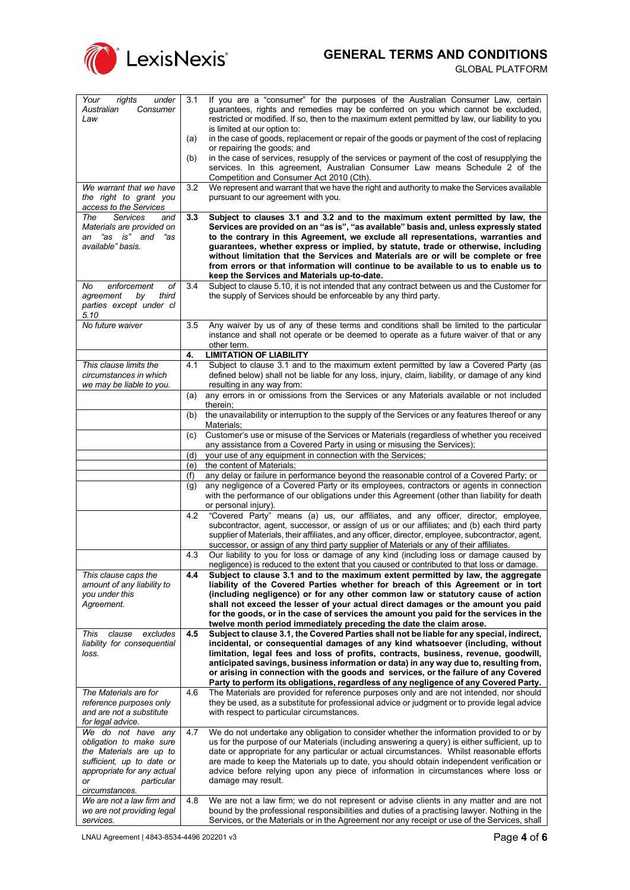| | | |
|---|---|---|
| *Your rights under Australian Consumer Law* | 3.1 | If you are a "consumer" for the purposes of the Australian Consumer Law, certain guarantees, rights and remedies may be conferred on you which cannot be excluded, restricted or modified. If so, then to the maximum extent permitted by law, our liability to you is limited at our option to: |
| | (a) | in the case of goods, replacement or repair of the goods or payment of the cost of replacing or repairing the goods; and |
| | (b) | in the case of services, resupply of the services or payment of the cost of resupplying the services. In this agreement, Australian Consumer Law means Schedule 2 of the Competition and Consumer Act 2010 (Cth). |
| *We warrant that we have the right to grant you access to the Services* | 3.2 | We represent and warrant that we have the right and authority to make the Services available pursuant to our agreement with you. |
| *The Services and Materials are provided on an "as is" and "as available" basis.* | **3.3** | **Subject to clauses 3.1 and 3.2 and to the maximum extent permitted by law, the Services are provided on an "as is", "as available" basis and, unless expressly stated to the contrary in this Agreement, we exclude all representations, warranties and guarantees, whether express or implied, by statute, trade or otherwise, including without limitation that the Services and Materials are or will be complete or free from errors or that information will continue to be available to us to enable us to keep the Services and Materials up-to-date.** |
| *No enforcement of agreement by third parties except under cl 5.10* | 3.4 | Subject to clause 5.10, it is not intended that any contract between us and the Customer for the supply of Services should be enforceable by any third party. |
| *No future waiver* | 3.5 | Any waiver by us of any of these terms and conditions shall be limited to the particular instance and shall not operate or be deemed to operate as a future waiver of that or any other term. |
| | **4.** | **LIMITATION OF LIABILITY** |
| *This clause limits the circumstances in which we may be liable to you.* | 4.1 | Subject to clause 3.1 and to the maximum extent permitted by law a Covered Party (as defined below) shall not be liable for any loss, injury, claim, liability, or damage of any kind resulting in any way from: |
| | (a) | any errors in or omissions from the Services or any Materials available or not included therein; |
| | (b) | the unavailability or interruption to the supply of the Services or any features thereof or any Materials; |
| | (c) | Customer's use or misuse of the Services or Materials (regardless of whether you received any assistance from a Covered Party in using or misusing the Services); |
| | (d) | your use of any equipment in connection with the Services; |
| | (e) | the content of Materials; |
| | (f) | any delay or failure in performance beyond the reasonable control of a Covered Party; or |
| | (g) | any negligence of a Covered Party or its employees, contractors or agents in connection with the performance of our obligations under this Agreement (other than liability for death or personal injury). |
| | 4.2 | "Covered Party" means (a) us, our affiliates, and any officer, director, employee, subcontractor, agent, successor, or assign of us or our affiliates; and (b) each third party supplier of Materials, their affiliates, and any officer, director, employee, subcontractor, agent, successor, or assign of any third party supplier of Materials or any of their affiliates. |
| | 4.3 | Our liability to you for loss or damage of any kind (including loss or damage caused by negligence) is reduced to the extent that you caused or contributed to that loss or damage. |
| *This clause caps the amount of any liability to you under this Agreement.* | **4.4** | **Subject to clause 3.1 and to the maximum extent permitted by law, the aggregate liability of the Covered Parties whether for breach of this Agreement or in tort (including negligence) or for any other common law or statutory cause of action shall not exceed the lesser of your actual direct damages or the amount you paid for the goods, or in the case of services the amount you paid for the services in the twelve month period immediately preceding the date the claim arose.** |
| *This clause excludes liability for consequential loss.* | **4.5** | **Subject to clause 3.1, the Covered Parties shall not be liable for any special, indirect, incidental, or consequential damages of any kind whatsoever (including, without limitation, legal fees and loss of profits, contracts, business, revenue, goodwill, anticipated savings, business information or data) in any way due to, resulting from, or arising in connection with the goods and services, or the failure of any Covered Party to perform its obligations, regardless of any negligence of any Covered Party.** |
| *The Materials are for reference purposes only and are not a substitute for legal advice.* | 4.6 | The Materials are provided for reference purposes only and are not intended, nor should they be used, as a substitute for professional advice or judgment or to provide legal advice with respect to particular circumstances. |
| *We do not have any obligation to make sure the Materials are up to sufficient, up to date or appropriate for any actual or particular circumstances.* | 4.7 | We do not undertake any obligation to consider whether the information provided to or by us for the purpose of our Materials (including answering a query) is either sufficient, up to date or appropriate for any particular or actual circumstances. Whilst reasonable efforts are made to keep the Materials up to date, you should obtain independent verification or advice before relying upon any piece of information in circumstances where loss or damage may result. |
| *We are not a law firm and we are not providing legal services.* | 4.8 | We are not a law firm; we do not represent or advise clients in any matter and are not bound by the professional responsibilities and duties of a practising lawyer. Nothing in the Services, or the Materials or in the Agreement nor any receipt or use of the Services, shall |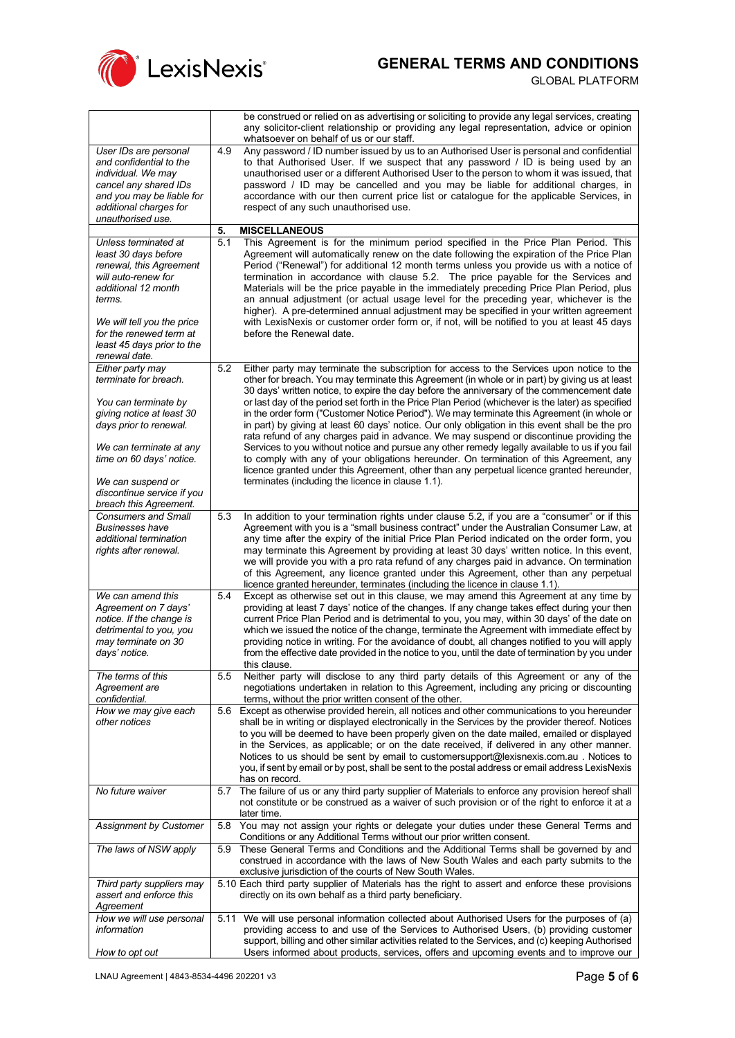| | |
|---|---|
| | be construed or relied on as advertising or soliciting to provide any legal services, creating any solicitor-client relationship or providing any legal representation, advice or opinion whatsoever on behalf of us or our staff. |
| *User IDs are personal and confidential to the individual. We may cancel any shared IDs and you may be liable for additional charges for unauthorised use.* | 4.9 Any password / ID number issued by us to an Authorised User is personal and confidential to that Authorised User. If we suspect that any password / ID is being used by an unauthorised user or a different Authorised User to the person to whom it was issued, that password / ID may be cancelled and you may be liable for additional charges, in accordance with our then current price list or catalogue for the applicable Services, in respect of any such unauthorised use. |
| | **5. MISCELLANEOUS** |
| *Unless terminated at least 30 days before renewal, this Agreement will auto-renew for additional 12 month terms.*<br><br>*We will tell you the price for the renewed term at least 45 days prior to the renewal date.* | 5.1 This Agreement is for the minimum period specified in the Price Plan Period. This Agreement will automatically renew on the date following the expiration of the Price Plan Period ("Renewal") for additional 12 month terms unless you provide us with a notice of termination in accordance with clause 5.2. The price payable for the Services and Materials will be the price payable in the immediately preceding Price Plan Period, plus an annual adjustment (or actual usage level for the preceding year, whichever is the higher). A pre-determined annual adjustment may be specified in your written agreement with LexisNexis or customer order form or, if not, will be notified to you at least 45 days before the Renewal date. |
| *Either party may terminate for breach.*<br><br>*You can terminate by giving notice at least 30 days prior to renewal.*<br><br>*We can terminate at any time on 60 days' notice.*<br><br>*We can suspend or discontinue service if you breach this Agreement.* | 5.2 Either party may terminate the subscription for access to the Services upon notice to the other for breach. You may terminate this Agreement (in whole or in part) by giving us at least 30 days' written notice, to expire the day before the anniversary of the commencement date or last day of the period set forth in the Price Plan Period (whichever is the later) as specified in the order form ("Customer Notice Period"). We may terminate this Agreement (in whole or in part) by giving at least 60 days' notice. Our only obligation in this event shall be the pro rata refund of any charges paid in advance. We may suspend or discontinue providing the Services to you without notice and pursue any other remedy legally available to us if you fail to comply with any of your obligations hereunder. On termination of this Agreement, any licence granted under this Agreement, other than any perpetual licence granted hereunder, terminates (including the licence in clause 1.1). |
| *Consumers and Small Businesses have additional termination rights after renewal.* | 5.3 In addition to your termination rights under clause 5.2, if you are a "consumer" or if this Agreement with you is a "small business contract" under the Australian Consumer Law, at any time after the expiry of the initial Price Plan Period indicated on the order form, you may terminate this Agreement by providing at least 30 days' written notice. In this event, we will provide you with a pro rata refund of any charges paid in advance. On termination of this Agreement, any licence granted under this Agreement, other than any perpetual licence granted hereunder, terminates (including the licence in clause 1.1). |
| *We can amend this Agreement on 7 days' notice. If the change is detrimental to you, you may terminate on 30 days' notice.* | 5.4 Except as otherwise set out in this clause, we may amend this Agreement at any time by providing at least 7 days' notice of the changes. If any change takes effect during your then current Price Plan Period and is detrimental to you, you may, within 30 days' of the date on which we issued the notice of the change, terminate the Agreement with immediate effect by providing notice in writing. For the avoidance of doubt, all changes notified to you will apply from the effective date provided in the notice to you, until the date of termination by you under this clause. |
| *The terms of this Agreement are confidential.* | 5.5 Neither party will disclose to any third party details of this Agreement or any of the negotiations undertaken in relation to this Agreement, including any pricing or discounting terms, without the prior written consent of the other. |
| *How we may give each other notices* | 5.6 Except as otherwise provided herein, all notices and other communications to you hereunder shall be in writing or displayed electronically in the Services by the provider thereof. Notices to you will be deemed to have been properly given on the date mailed, emailed or displayed in the Services, as applicable; or on the date received, if delivered in any other manner. Notices to us should be sent by email to customersupport@lexisnexis.com.au . Notices to you, if sent by email or by post, shall be sent to the postal address or email address LexisNexis has on record. |
| *No future waiver* | 5.7 The failure of us or any third party supplier of Materials to enforce any provision hereof shall not constitute or be construed as a waiver of such provision or of the right to enforce it at a later time. |
| *Assignment by Customer* | 5.8 You may not assign your rights or delegate your duties under these General Terms and Conditions or any Additional Terms without our prior written consent. |
| *The laws of NSW apply* | 5.9 These General Terms and Conditions and the Additional Terms shall be governed by and construed in accordance with the laws of New South Wales and each party submits to the exclusive jurisdiction of the courts of New South Wales. |
| *Third party suppliers may assert and enforce this Agreement* | 5.10 Each third party supplier of Materials has the right to assert and enforce these provisions directly on its own behalf as a third party beneficiary. |
| *How we will use personal information*<br><br>*How to opt out* | 5.11 We will use personal information collected about Authorised Users for the purposes of (a) providing access to and use of the Services to Authorised Users, (b) providing customer support, billing and other similar activities related to the Services, and (c) keeping Authorised Users informed about products, services, offers and upcoming events and to improve our |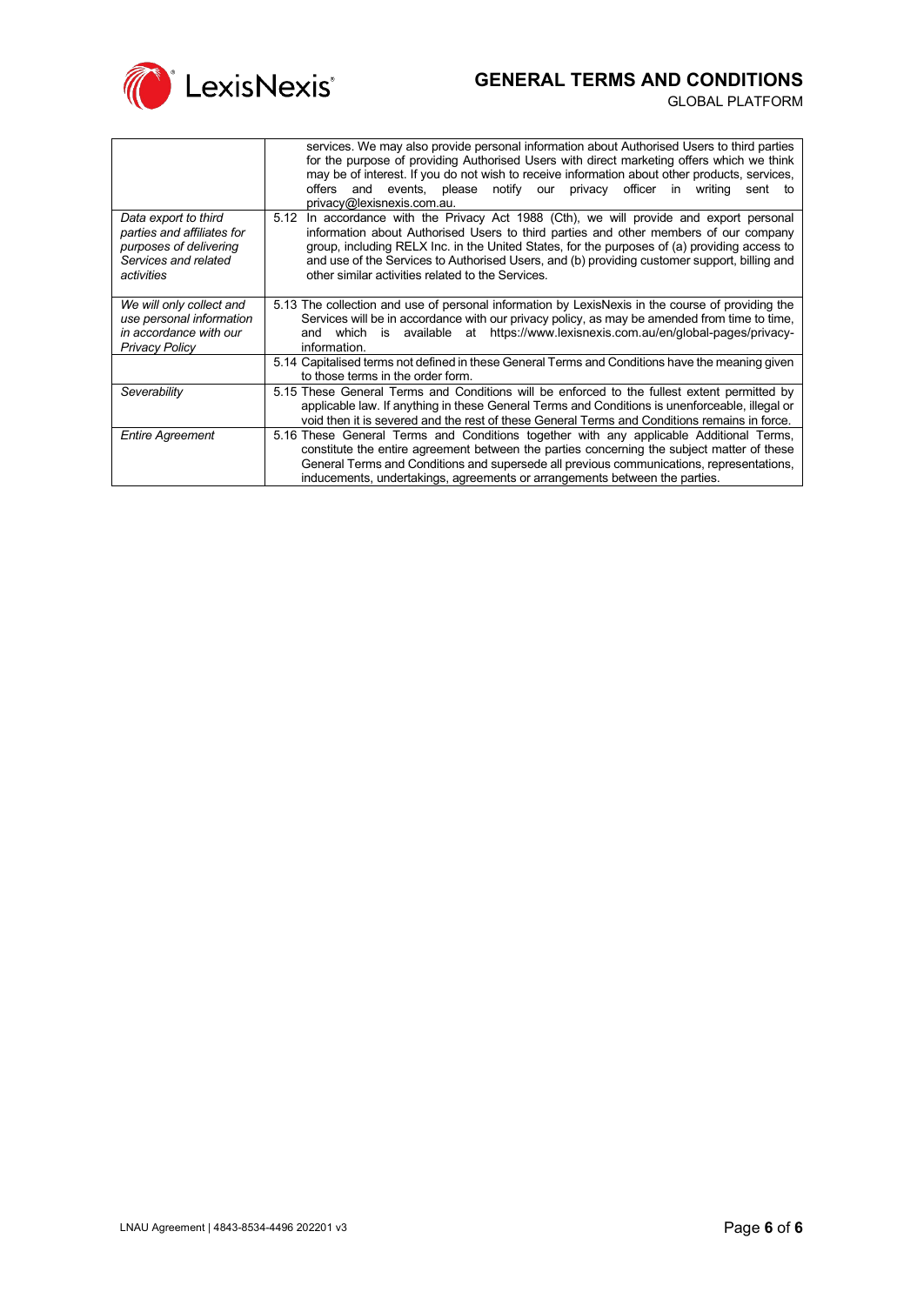| | |
|---|---|
| | services. We may also provide personal information about Authorised Users to third parties for the purpose of providing Authorised Users with direct marketing offers which we think may be of interest. If you do not wish to receive information about other products, services, offers and events, please notify our privacy officer in writing sent to privacy@lexisnexis.com.au. |
| *Data export to third parties and affiliates for purposes of delivering Services and related activities* | 5.12 In accordance with the Privacy Act 1988 (Cth), we will provide and export personal information about Authorised Users to third parties and other members of our company group, including RELX Inc. in the United States, for the purposes of (a) providing access to and use of the Services to Authorised Users, and (b) providing customer support, billing and other similar activities related to the Services. |
| *We will only collect and use personal information in accordance with our Privacy Policy* | 5.13 The collection and use of personal information by LexisNexis in the course of providing the Services will be in accordance with our privacy policy, as may be amended from time to time, and which is available at https://www.lexisnexis.com.au/en/global-pages/privacy-information. |
| | 5.14 Capitalised terms not defined in these General Terms and Conditions have the meaning given to those terms in the order form. |
| *Severability* | 5.15 These General Terms and Conditions will be enforced to the fullest extent permitted by applicable law. If anything in these General Terms and Conditions is unenforceable, illegal or void then it is severed and the rest of these General Terms and Conditions remains in force. |
| *Entire Agreement* | 5.16 These General Terms and Conditions together with any applicable Additional Terms, constitute the entire agreement between the parties concerning the subject matter of these General Terms and Conditions and supersede all previous communications, representations, inducements, undertakings, agreements or arrangements between the parties. |